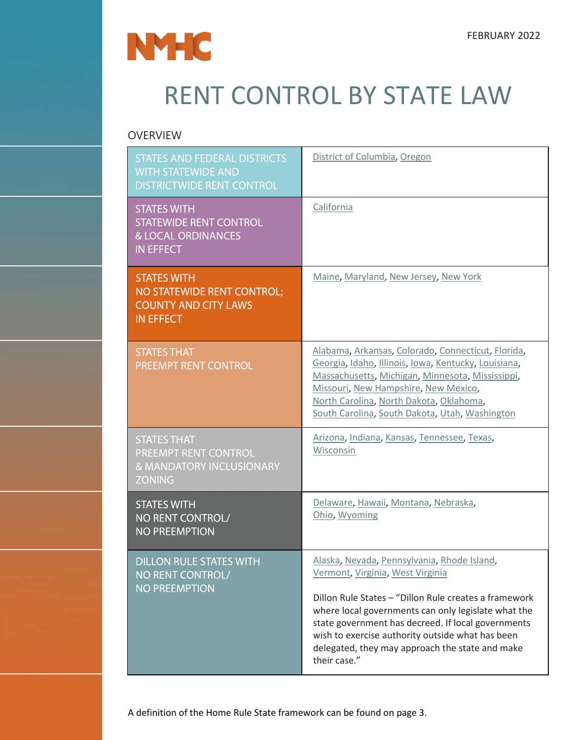NMHC

FEBRUARY 2022

# RENT CONTROL BY STATE LAW

## OVERVIEW

| | |
|---|---|
| STATES AND FEDERAL DISTRICTS WITH STATEWIDE AND DISTRICTWIDE RENT CONTROL | District of Columbia, Oregon |
| STATES WITH STATEWIDE RENT CONTROL & LOCAL ORDINANCES IN EFFECT | California |
| STATES WITH NO STATEWIDE RENT CONTROL; COUNTY AND CITY LAWS IN EFFECT | Maine, Maryland, New Jersey, New York |
| STATES THAT PREEMPT RENT CONTROL | Alabama, Arkansas, Colorado, Connecticut, Florida, Georgia, Idaho, Illinois, Iowa, Kentucky, Louisiana, Massachusetts, Michigan, Minnesota, Mississippi, Missouri, New Hampshire, New Mexico, North Carolina, North Dakota, Oklahoma, South Carolina, South Dakota, Utah, Washington |
| STATES THAT PREEMPT RENT CONTROL & MANDATORY INCLUSIONARY ZONING | Arizona, Indiana, Kansas, Tennessee, Texas, Wisconsin |
| STATES WITH NO RENT CONTROL/ NO PREEMPTION | Delaware, Hawaii, Montana, Nebraska, Ohio, Wyoming |
| DILLON RULE STATES WITH NO RENT CONTROL/ NO PREEMPTION | Alaska, Nevada, Pennsylvania, Rhode Island, Vermont, Virginia, West Virginia<br><br>Dillon Rule States – "Dillon Rule creates a framework where local governments can only legislate what the state government has decreed. If local governments wish to exercise authority outside what has been delegated, they may approach the state and make their case." |

A definition of the Home Rule State framework can be found on page 3.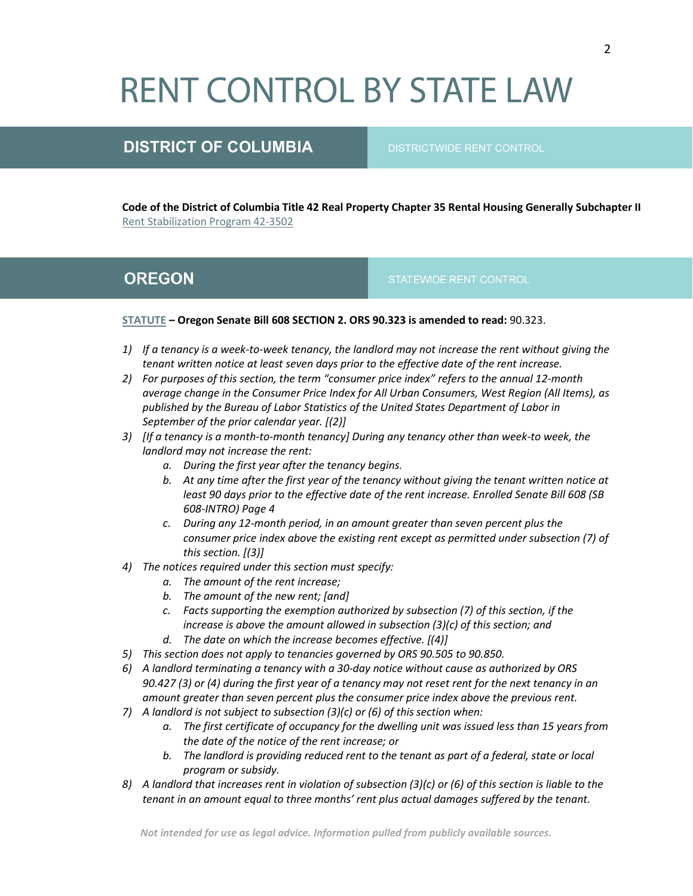# RENT CONTROL BY STATE LAW

## DISTRICT OF COLUMBIA

DISTRICTWIDE RENT CONTROL

**Code of the District of Columbia Title 42 Real Property Chapter 35 Rental Housing Generally Subchapter II** Rent Stabilization Program 42-3502

## OREGON

STATEWIDE RENT CONTROL

**STATUTE – Oregon Senate Bill 608 SECTION 2. ORS 90.323 is amended to read:** 90.323.

1) *If a tenancy is a week-to-week tenancy, the landlord may not increase the rent without giving the tenant written notice at least seven days prior to the effective date of the rent increase.*
2) *For purposes of this section, the term "consumer price index" refers to the annual 12-month average change in the Consumer Price Index for All Urban Consumers, West Region (All Items), as published by the Bureau of Labor Statistics of the United States Department of Labor in September of the prior calendar year. [(2)]*
3) *[If a tenancy is a month-to-month tenancy] During any tenancy other than week-to week, the landlord may not increase the rent:*
    a. *During the first year after the tenancy begins.*
    b. *At any time after the first year of the tenancy without giving the tenant written notice at least 90 days prior to the effective date of the rent increase. Enrolled Senate Bill 608 (SB 608-INTRO) Page 4*
    c. *During any 12-month period, in an amount greater than seven percent plus the consumer price index above the existing rent except as permitted under subsection (7) of this section. [(3)]*
4) *The notices required under this section must specify:*
    a. *The amount of the rent increase;*
    b. *The amount of the new rent; [and]*
    c. *Facts supporting the exemption authorized by subsection (7) of this section, if the increase is above the amount allowed in subsection (3)(c) of this section; and*
    d. *The date on which the increase becomes effective. [(4)]*
5) *This section does not apply to tenancies governed by ORS 90.505 to 90.850.*
6) *A landlord terminating a tenancy with a 30-day notice without cause as authorized by ORS 90.427 (3) or (4) during the first year of a tenancy may not reset rent for the next tenancy in an amount greater than seven percent plus the consumer price index above the previous rent.*
7) *A landlord is not subject to subsection (3)(c) or (6) of this section when:*
    a. *The first certificate of occupancy for the dwelling unit was issued less than 15 years from the date of the notice of the rent increase; or*
    b. *The landlord is providing reduced rent to the tenant as part of a federal, state or local program or subsidy.*
8) *A landlord that increases rent in violation of subsection (3)(c) or (6) of this section is liable to the tenant in an amount equal to three months' rent plus actual damages suffered by the tenant.*

*Not intended for use as legal advice. Information pulled from publicly available sources.*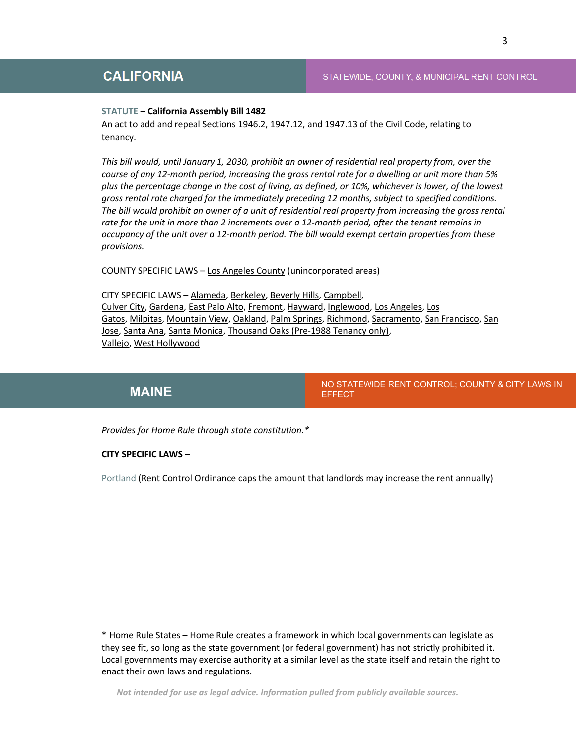## CALIFORNIA

STATEWIDE, COUNTY, & MUNICIPAL RENT CONTROL

**STATUTE – California Assembly Bill 1482**

An act to add and repeal Sections 1946.2, 1947.12, and 1947.13 of the Civil Code, relating to tenancy.

*This bill would, until January 1, 2030, prohibit an owner of residential real property from, over the course of any 12-month period, increasing the gross rental rate for a dwelling or unit more than 5% plus the percentage change in the cost of living, as defined, or 10%, whichever is lower, of the lowest gross rental rate charged for the immediately preceding 12 months, subject to specified conditions. The bill would prohibit an owner of a unit of residential real property from increasing the gross rental rate for the unit in more than 2 increments over a 12-month period, after the tenant remains in occupancy of the unit over a 12-month period. The bill would exempt certain properties from these provisions.*

COUNTY SPECIFIC LAWS – Los Angeles County (unincorporated areas)

CITY SPECIFIC LAWS – Alameda, Berkeley, Beverly Hills, Campbell, Culver City, Gardena, East Palo Alto, Fremont, Hayward, Inglewood, Los Angeles, Los Gatos, Milpitas, Mountain View, Oakland, Palm Springs, Richmond, Sacramento, San Francisco, San Jose, Santa Ana, Santa Monica, Thousand Oaks (Pre-1988 Tenancy only), Vallejo, West Hollywood

## MAINE

NO STATEWIDE RENT CONTROL; COUNTY & CITY LAWS IN EFFECT

*Provides for Home Rule through state constitution.**

**CITY SPECIFIC LAWS –**

Portland (Rent Control Ordinance caps the amount that landlords may increase the rent annually)

* Home Rule States – Home Rule creates a framework in which local governments can legislate as they see fit, so long as the state government (or federal government) has not strictly prohibited it. Local governments may exercise authority at a similar level as the state itself and retain the right to enact their own laws and regulations.

*Not intended for use as legal advice. Information pulled from publicly available sources.*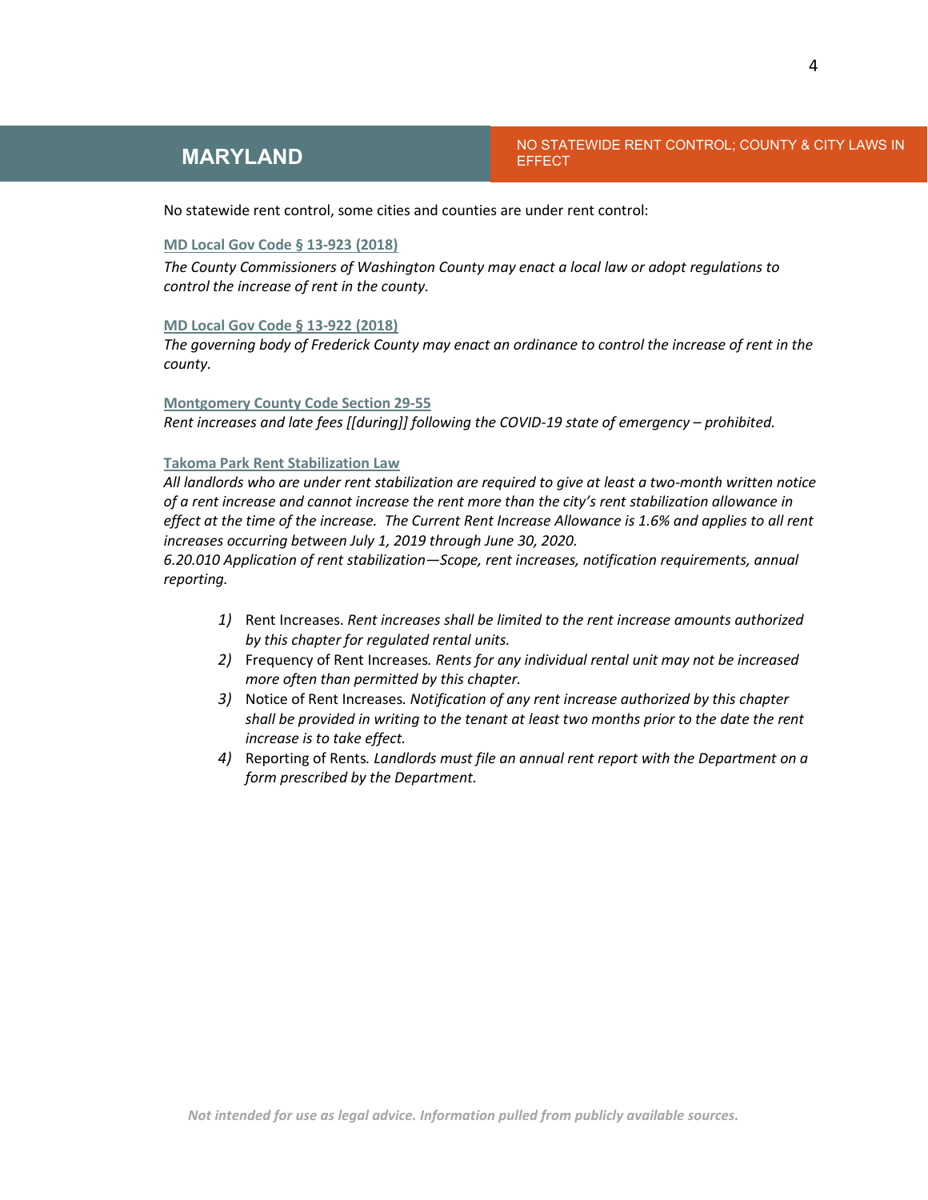## MARYLAND

NO STATEWIDE RENT CONTROL; COUNTY & CITY LAWS IN EFFECT

No statewide rent control, some cities and counties are under rent control:

**MD Local Gov Code § 13-923 (2018)**

*The County Commissioners of Washington County may enact a local law or adopt regulations to control the increase of rent in the county.*

**MD Local Gov Code § 13-922 (2018)**

*The governing body of Frederick County may enact an ordinance to control the increase of rent in the county.*

**Montgomery County Code Section 29-55**

*Rent increases and late fees [[during]] following the COVID-19 state of emergency – prohibited.*

**Takoma Park Rent Stabilization Law**

*All landlords who are under rent stabilization are required to give at least a two-month written notice of a rent increase and cannot increase the rent more than the city's rent stabilization allowance in effect at the time of the increase. The Current Rent Increase Allowance is 1.6% and applies to all rent increases occurring between July 1, 2019 through June 30, 2020.*

*6.20.010 Application of rent stabilization—Scope, rent increases, notification requirements, annual reporting.*

1) Rent Increases. *Rent increases shall be limited to the rent increase amounts authorized by this chapter for regulated rental units.*
2) Frequency of Rent Increases. *Rents for any individual rental unit may not be increased more often than permitted by this chapter.*
3) Notice of Rent Increases. *Notification of any rent increase authorized by this chapter shall be provided in writing to the tenant at least two months prior to the date the rent increase is to take effect.*
4) Reporting of Rents. *Landlords must file an annual rent report with the Department on a form prescribed by the Department.*

*Not intended for use as legal advice. Information pulled from publicly available sources.*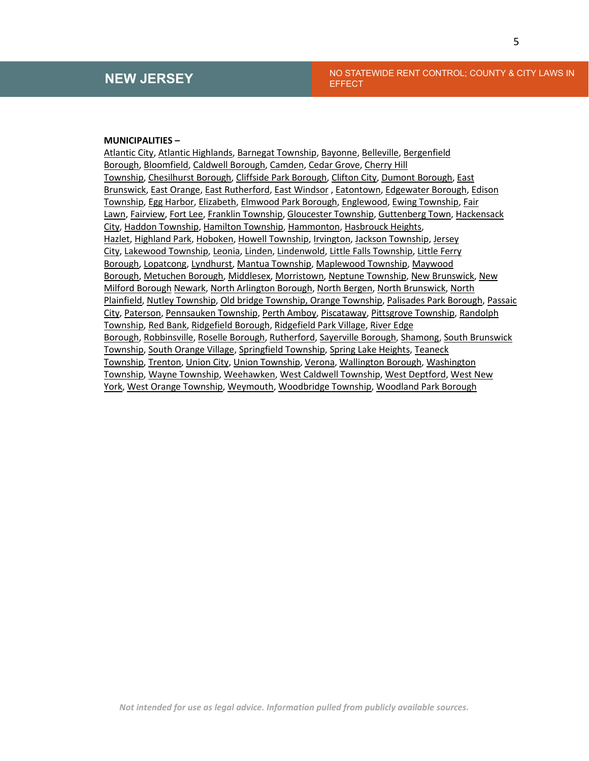## NEW JERSEY

NO STATEWIDE RENT CONTROL; COUNTY & CITY LAWS IN EFFECT

**MUNICIPALITIES –**

Atlantic City, Atlantic Highlands, Barnegat Township, Bayonne, Belleville, Bergenfield Borough, Bloomfield, Caldwell Borough, Camden, Cedar Grove, Cherry Hill Township, Chesilhurst Borough, Cliffside Park Borough, Clifton City, Dumont Borough, East Brunswick, East Orange, East Rutherford, East Windsor , Eatontown, Edgewater Borough, Edison Township, Egg Harbor, Elizabeth, Elmwood Park Borough, Englewood, Ewing Township, Fair Lawn, Fairview, Fort Lee, Franklin Township, Gloucester Township, Guttenberg Town, Hackensack City, Haddon Township, Hamilton Township, Hammonton, Hasbrouck Heights, Hazlet, Highland Park, Hoboken, Howell Township, Irvington, Jackson Township, Jersey City, Lakewood Township, Leonia, Linden, Lindenwold, Little Falls Township, Little Ferry Borough, Lopatcong, Lyndhurst, Mantua Township, Maplewood Township, Maywood Borough, Metuchen Borough, Middlesex, Morristown, Neptune Township, New Brunswick, New Milford Borough Newark, North Arlington Borough, North Bergen, North Brunswick, North Plainfield, Nutley Township, Old bridge Township, Orange Township, Palisades Park Borough, Passaic City, Paterson, Pennsauken Township, Perth Amboy, Piscataway, Pittsgrove Township, Randolph Township, Red Bank, Ridgefield Borough, Ridgefield Park Village, River Edge Borough, Robbinsville, Roselle Borough, Rutherford, Sayerville Borough, Shamong, South Brunswick Township, South Orange Village, Springfield Township, Spring Lake Heights, Teaneck Township, Trenton, Union City, Union Township, Verona, Wallington Borough, Washington Township, Wayne Township, Weehawken, West Caldwell Township, West Deptford, West New York, West Orange Township, Weymouth, Woodbridge Township, Woodland Park Borough

*Not intended for use as legal advice. Information pulled from publicly available sources.*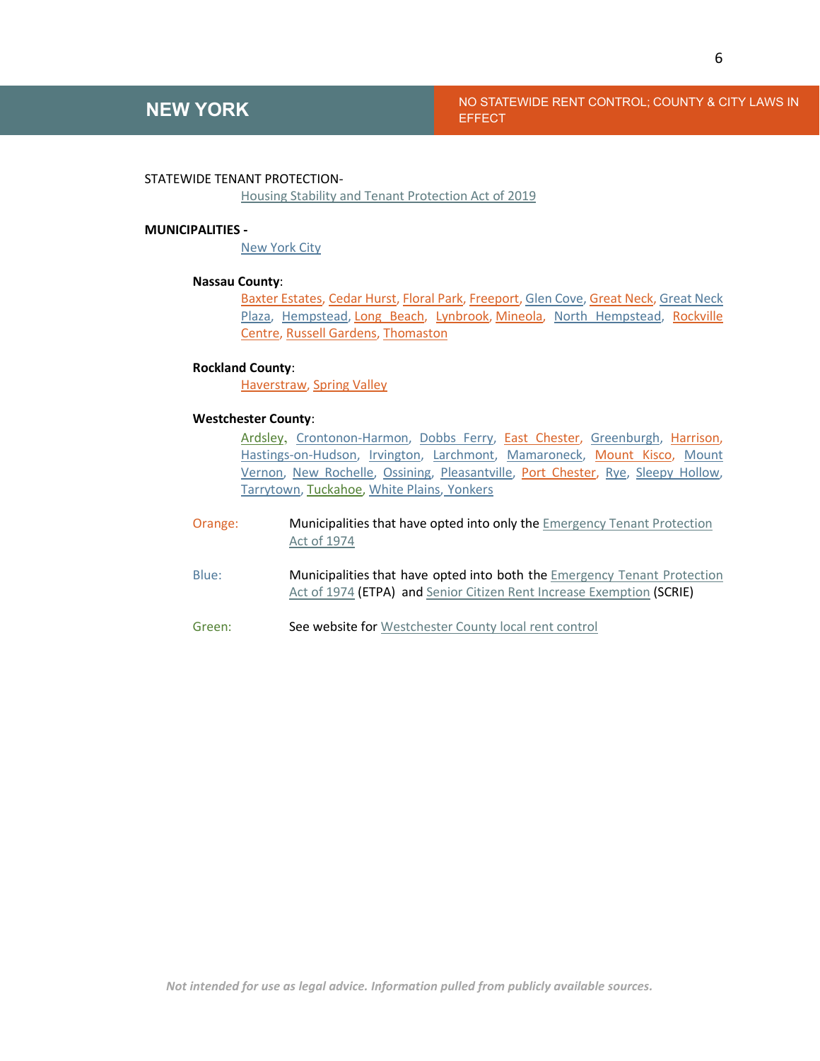## NEW YORK

NO STATEWIDE RENT CONTROL; COUNTY & CITY LAWS IN EFFECT

STATEWIDE TENANT PROTECTION-

Housing Stability and Tenant Protection Act of 2019

**MUNICIPALITIES -**

New York City

**Nassau County**:

Baxter Estates, Cedar Hurst, Floral Park, Freeport, Glen Cove, Great Neck, Great Neck Plaza, Hempstead, Long Beach, Lynbrook, Mineola, North Hempstead, Rockville Centre, Russell Gardens, Thomaston

**Rockland County**:

Haverstraw, Spring Valley

**Westchester County**:

Ardsley, Crontonon-Harmon, Dobbs Ferry, East Chester, Greenburgh, Harrison, Hastings-on-Hudson, Irvington, Larchmont, Mamaroneck, Mount Kisco, Mount Vernon, New Rochelle, Ossining, Pleasantville, Port Chester, Rye, Sleepy Hollow, Tarrytown, Tuckahoe, White Plains, Yonkers

Orange: Municipalities that have opted into only the Emergency Tenant Protection Act of 1974

Blue: Municipalities that have opted into both the Emergency Tenant Protection Act of 1974 (ETPA) and Senior Citizen Rent Increase Exemption (SCRIE)

Green: See website for Westchester County local rent control

*Not intended for use as legal advice. Information pulled from publicly available sources.*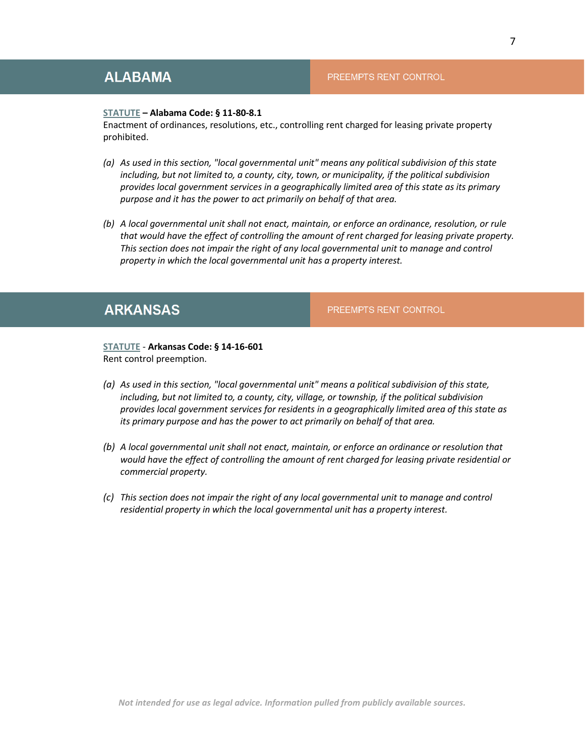## ALABAMA

PREEMPTS RENT CONTROL

**STATUTE – Alabama Code: § 11-80-8.1**
Enactment of ordinances, resolutions, etc., controlling rent charged for leasing private property prohibited.

*(a) As used in this section, "local governmental unit" means any political subdivision of this state including, but not limited to, a county, city, town, or municipality, if the political subdivision provides local government services in a geographically limited area of this state as its primary purpose and it has the power to act primarily on behalf of that area.*

*(b) A local governmental unit shall not enact, maintain, or enforce an ordinance, resolution, or rule that would have the effect of controlling the amount of rent charged for leasing private property. This section does not impair the right of any local governmental unit to manage and control property in which the local governmental unit has a property interest.*

## ARKANSAS

PREEMPTS RENT CONTROL

**STATUTE - Arkansas Code: § 14-16-601**
Rent control preemption.

*(a) As used in this section, "local governmental unit" means a political subdivision of this state, including, but not limited to, a county, city, village, or township, if the political subdivision provides local government services for residents in a geographically limited area of this state as its primary purpose and has the power to act primarily on behalf of that area.*

*(b) A local governmental unit shall not enact, maintain, or enforce an ordinance or resolution that would have the effect of controlling the amount of rent charged for leasing private residential or commercial property.*

*(c) This section does not impair the right of any local governmental unit to manage and control residential property in which the local governmental unit has a property interest.*

*Not intended for use as legal advice. Information pulled from publicly available sources.*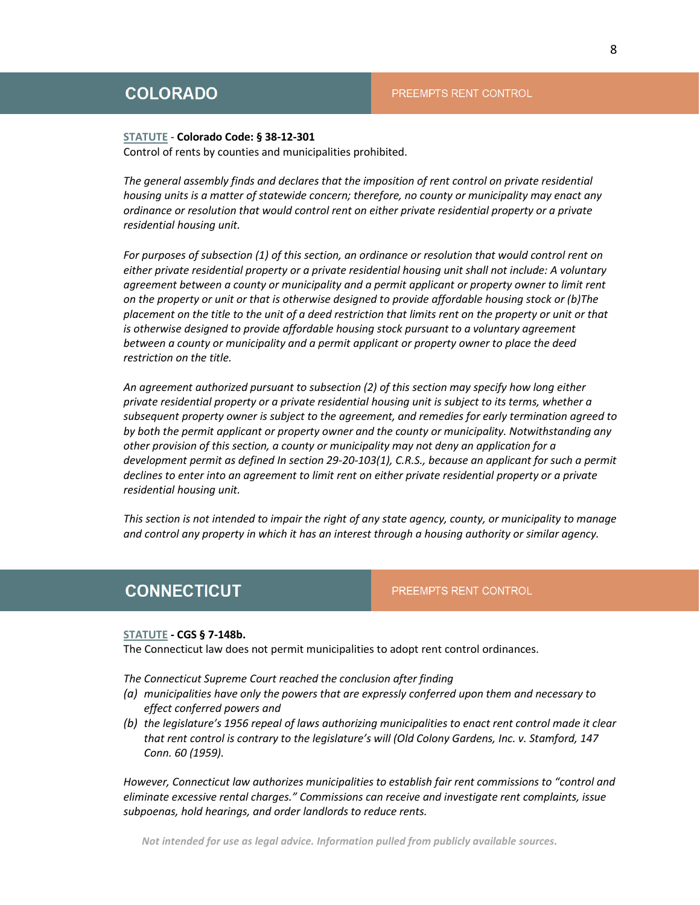## COLORADO

PREEMPTS RENT CONTROL

**STATUTE** - **Colorado Code: § 38-12-301**

Control of rents by counties and municipalities prohibited.

*The general assembly finds and declares that the imposition of rent control on private residential housing units is a matter of statewide concern; therefore, no county or municipality may enact any ordinance or resolution that would control rent on either private residential property or a private residential housing unit.*

*For purposes of subsection (1) of this section, an ordinance or resolution that would control rent on either private residential property or a private residential housing unit shall not include: A voluntary agreement between a county or municipality and a permit applicant or property owner to limit rent on the property or unit or that is otherwise designed to provide affordable housing stock or (b)The placement on the title to the unit of a deed restriction that limits rent on the property or unit or that is otherwise designed to provide affordable housing stock pursuant to a voluntary agreement between a county or municipality and a permit applicant or property owner to place the deed restriction on the title.*

*An agreement authorized pursuant to subsection (2) of this section may specify how long either private residential property or a private residential housing unit is subject to its terms, whether a subsequent property owner is subject to the agreement, and remedies for early termination agreed to by both the permit applicant or property owner and the county or municipality. Notwithstanding any other provision of this section, a county or municipality may not deny an application for a development permit as defined In section 29-20-103(1), C.R.S., because an applicant for such a permit declines to enter into an agreement to limit rent on either private residential property or a private residential housing unit.*

*This section is not intended to impair the right of any state agency, county, or municipality to manage and control any property in which it has an interest through a housing authority or similar agency.*

## CONNECTICUT

PREEMPTS RENT CONTROL

**STATUTE - CGS § 7-148b.**

The Connecticut law does not permit municipalities to adopt rent control ordinances.

*The Connecticut Supreme Court reached the conclusion after finding*

*(a) municipalities have only the powers that are expressly conferred upon them and necessary to effect conferred powers and*

*(b) the legislature's 1956 repeal of laws authorizing municipalities to enact rent control made it clear that rent control is contrary to the legislature's will (Old Colony Gardens, Inc. v. Stamford, 147 Conn. 60 (1959).*

*However, Connecticut law authorizes municipalities to establish fair rent commissions to "control and eliminate excessive rental charges." Commissions can receive and investigate rent complaints, issue subpoenas, hold hearings, and order landlords to reduce rents.*

***Not intended for use as legal advice. Information pulled from publicly available sources.***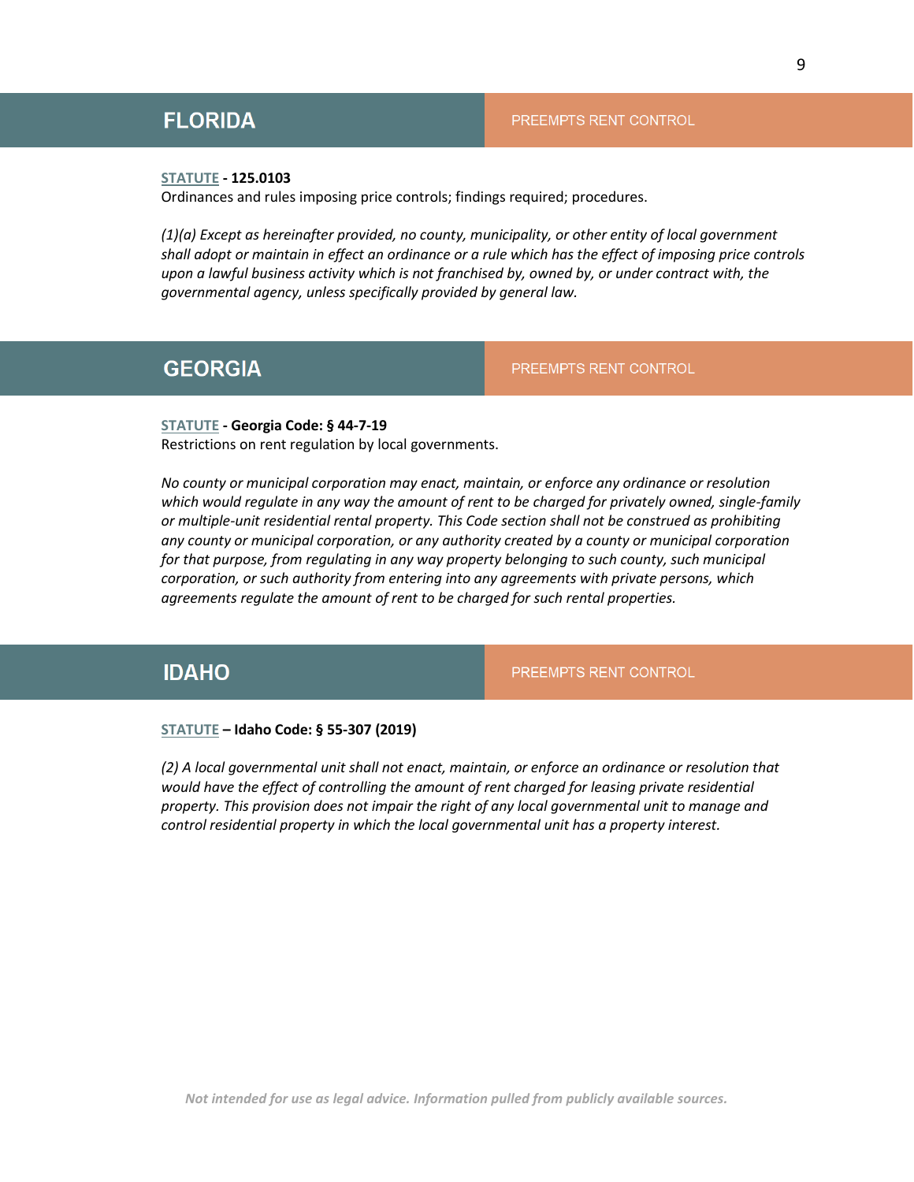## FLORIDA

PREEMPTS RENT CONTROL

**STATUTE - 125.0103**
Ordinances and rules imposing price controls; findings required; procedures.

*(1)(a) Except as hereinafter provided, no county, municipality, or other entity of local government shall adopt or maintain in effect an ordinance or a rule which has the effect of imposing price controls upon a lawful business activity which is not franchised by, owned by, or under contract with, the governmental agency, unless specifically provided by general law.*

## GEORGIA

PREEMPTS RENT CONTROL

**STATUTE - Georgia Code: § 44-7-19**
Restrictions on rent regulation by local governments.

*No county or municipal corporation may enact, maintain, or enforce any ordinance or resolution which would regulate in any way the amount of rent to be charged for privately owned, single-family or multiple-unit residential rental property. This Code section shall not be construed as prohibiting any county or municipal corporation, or any authority created by a county or municipal corporation for that purpose, from regulating in any way property belonging to such county, such municipal corporation, or such authority from entering into any agreements with private persons, which agreements regulate the amount of rent to be charged for such rental properties.*

## IDAHO

PREEMPTS RENT CONTROL

**STATUTE – Idaho Code: § 55-307 (2019)**

*(2) A local governmental unit shall not enact, maintain, or enforce an ordinance or resolution that would have the effect of controlling the amount of rent charged for leasing private residential property. This provision does not impair the right of any local governmental unit to manage and control residential property in which the local governmental unit has a property interest.*

***Not intended for use as legal advice. Information pulled from publicly available sources.***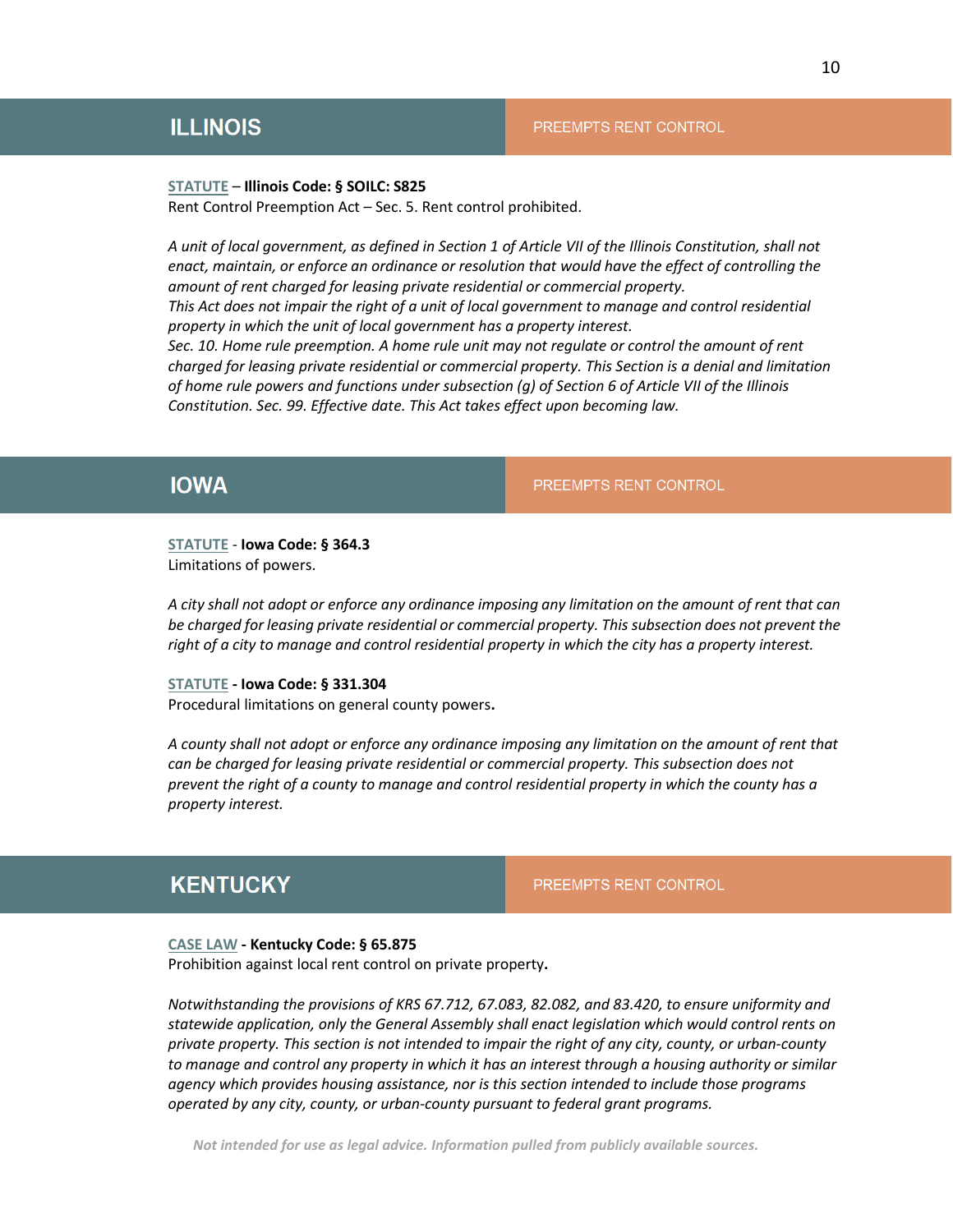## ILLINOIS

PREEMPTS RENT CONTROL

**STATUTE** – **Illinois Code: § SOILC: S825**
Rent Control Preemption Act – Sec. 5. Rent control prohibited.

*A unit of local government, as defined in Section 1 of Article VII of the Illinois Constitution, shall not enact, maintain, or enforce an ordinance or resolution that would have the effect of controlling the amount of rent charged for leasing private residential or commercial property.*
*This Act does not impair the right of a unit of local government to manage and control residential property in which the unit of local government has a property interest.*
*Sec. 10. Home rule preemption. A home rule unit may not regulate or control the amount of rent charged for leasing private residential or commercial property. This Section is a denial and limitation of home rule powers and functions under subsection (g) of Section 6 of Article VII of the Illinois Constitution. Sec. 99. Effective date. This Act takes effect upon becoming law.*

## IOWA

PREEMPTS RENT CONTROL

**STATUTE** - **Iowa Code: § 364.3**
Limitations of powers.

*A city shall not adopt or enforce any ordinance imposing any limitation on the amount of rent that can be charged for leasing private residential or commercial property. This subsection does not prevent the right of a city to manage and control residential property in which the city has a property interest.*

**STATUTE - Iowa Code: § 331.304**
Procedural limitations on general county powers**.**

*A county shall not adopt or enforce any ordinance imposing any limitation on the amount of rent that can be charged for leasing private residential or commercial property. This subsection does not prevent the right of a county to manage and control residential property in which the county has a property interest.*

## KENTUCKY

PREEMPTS RENT CONTROL

**CASE LAW - Kentucky Code: § 65.875**
Prohibition against local rent control on private property**.**

*Notwithstanding the provisions of KRS 67.712, 67.083, 82.082, and 83.420, to ensure uniformity and statewide application, only the General Assembly shall enact legislation which would control rents on private property. This section is not intended to impair the right of any city, county, or urban-county to manage and control any property in which it has an interest through a housing authority or similar agency which provides housing assistance, nor is this section intended to include those programs operated by any city, county, or urban-county pursuant to federal grant programs.*

*Not intended for use as legal advice. Information pulled from publicly available sources.*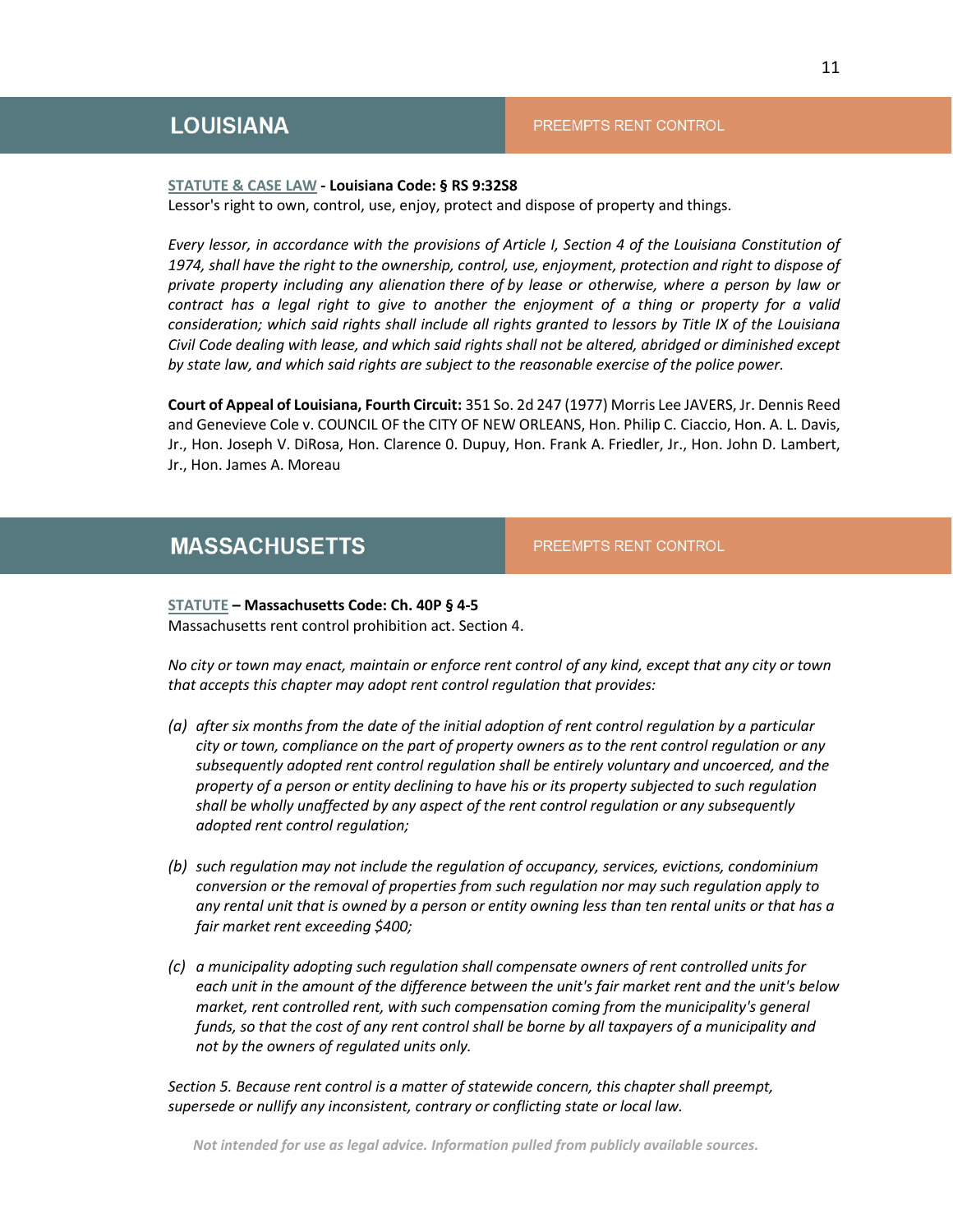## LOUISIANA

PREEMPTS RENT CONTROL

**STATUTE & CASE LAW - Louisiana Code: § RS 9:32S8**
Lessor's right to own, control, use, enjoy, protect and dispose of property and things.

*Every lessor, in accordance with the provisions of Article I, Section 4 of the Louisiana Constitution of 1974, shall have the right to the ownership, control, use, enjoyment, protection and right to dispose of private property including any alienation there of by lease or otherwise, where a person by law or contract has a legal right to give to another the enjoyment of a thing or property for a valid consideration; which said rights shall include all rights granted to lessors by Title IX of the Louisiana Civil Code dealing with lease, and which said rights shall not be altered, abridged or diminished except by state law, and which said rights are subject to the reasonable exercise of the police power.*

**Court of Appeal of Louisiana, Fourth Circuit:** 351 So. 2d 247 (1977) Morris Lee JAVERS, Jr. Dennis Reed and Genevieve Cole v. COUNCIL OF the CITY OF NEW ORLEANS, Hon. Philip C. Ciaccio, Hon. A. L. Davis, Jr., Hon. Joseph V. DiRosa, Hon. Clarence 0. Dupuy, Hon. Frank A. Friedler, Jr., Hon. John D. Lambert, Jr., Hon. James A. Moreau

## MASSACHUSETTS

PREEMPTS RENT CONTROL

**STATUTE – Massachusetts Code: Ch. 40P § 4-5**
Massachusetts rent control prohibition act. Section 4.

*No city or town may enact, maintain or enforce rent control of any kind, except that any city or town that accepts this chapter may adopt rent control regulation that provides:*

*(a) after six months from the date of the initial adoption of rent control regulation by a particular city or town, compliance on the part of property owners as to the rent control regulation or any subsequently adopted rent control regulation shall be entirely voluntary and uncoerced, and the property of a person or entity declining to have his or its property subjected to such regulation shall be wholly unaffected by any aspect of the rent control regulation or any subsequently adopted rent control regulation;*

*(b) such regulation may not include the regulation of occupancy, services, evictions, condominium conversion or the removal of properties from such regulation nor may such regulation apply to any rental unit that is owned by a person or entity owning less than ten rental units or that has a fair market rent exceeding $400;*

*(c) a municipality adopting such regulation shall compensate owners of rent controlled units for each unit in the amount of the difference between the unit's fair market rent and the unit's below market, rent controlled rent, with such compensation coming from the municipality's general funds, so that the cost of any rent control shall be borne by all taxpayers of a municipality and not by the owners of regulated units only.*

*Section 5. Because rent control is a matter of statewide concern, this chapter shall preempt, supersede or nullify any inconsistent, contrary or conflicting state or local law.*

*Not intended for use as legal advice. Information pulled from publicly available sources.*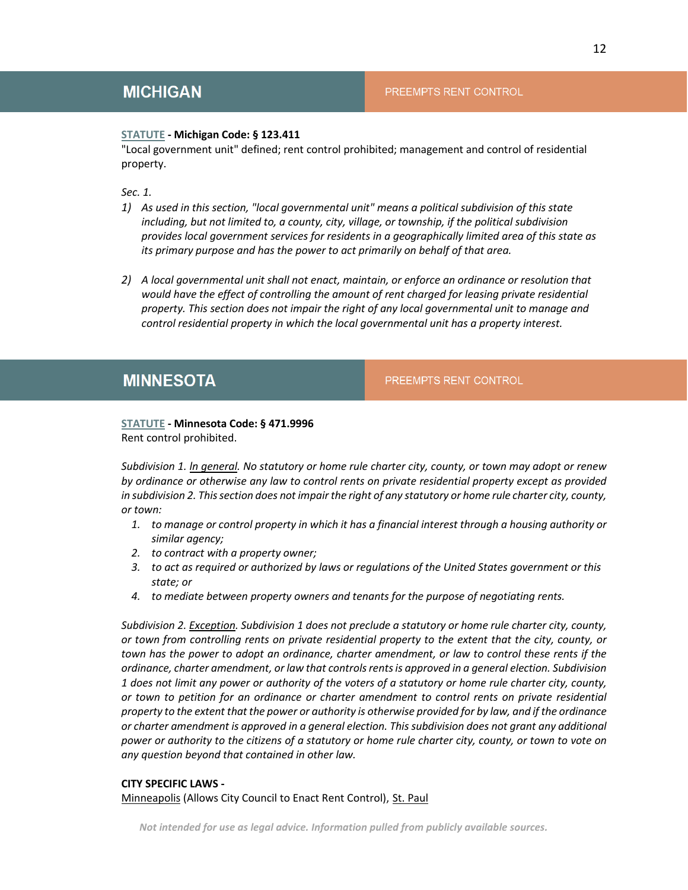## MICHIGAN

PREEMPTS RENT CONTROL

**STATUTE - Michigan Code: § 123.411**
"Local government unit" defined; rent control prohibited; management and control of residential property.

*Sec. 1.*

1) *As used in this section, "local governmental unit" means a political subdivision of this state including, but not limited to, a county, city, village, or township, if the political subdivision provides local government services for residents in a geographically limited area of this state as its primary purpose and has the power to act primarily on behalf of that area.*

2) *A local governmental unit shall not enact, maintain, or enforce an ordinance or resolution that would have the effect of controlling the amount of rent charged for leasing private residential property. This section does not impair the right of any local governmental unit to manage and control residential property in which the local governmental unit has a property interest.*

## MINNESOTA

PREEMPTS RENT CONTROL

**STATUTE - Minnesota Code: § 471.9996**
Rent control prohibited.

*Subdivision 1. In general. No statutory or home rule charter city, county, or town may adopt or renew by ordinance or otherwise any law to control rents on private residential property except as provided in subdivision 2. This section does not impair the right of any statutory or home rule charter city, county, or town:*

1. *to manage or control property in which it has a financial interest through a housing authority or similar agency;*
2. *to contract with a property owner;*
3. *to act as required or authorized by laws or regulations of the United States government or this state; or*
4. *to mediate between property owners and tenants for the purpose of negotiating rents.*

*Subdivision 2. Exception. Subdivision 1 does not preclude a statutory or home rule charter city, county, or town from controlling rents on private residential property to the extent that the city, county, or town has the power to adopt an ordinance, charter amendment, or law to control these rents if the ordinance, charter amendment, or law that controls rents is approved in a general election. Subdivision 1 does not limit any power or authority of the voters of a statutory or home rule charter city, county, or town to petition for an ordinance or charter amendment to control rents on private residential property to the extent that the power or authority is otherwise provided for by law, and if the ordinance or charter amendment is approved in a general election. This subdivision does not grant any additional power or authority to the citizens of a statutory or home rule charter city, county, or town to vote on any question beyond that contained in other law.*

**CITY SPECIFIC LAWS -**
Minneapolis (Allows City Council to Enact Rent Control), St. Paul

*Not intended for use as legal advice. Information pulled from publicly available sources.*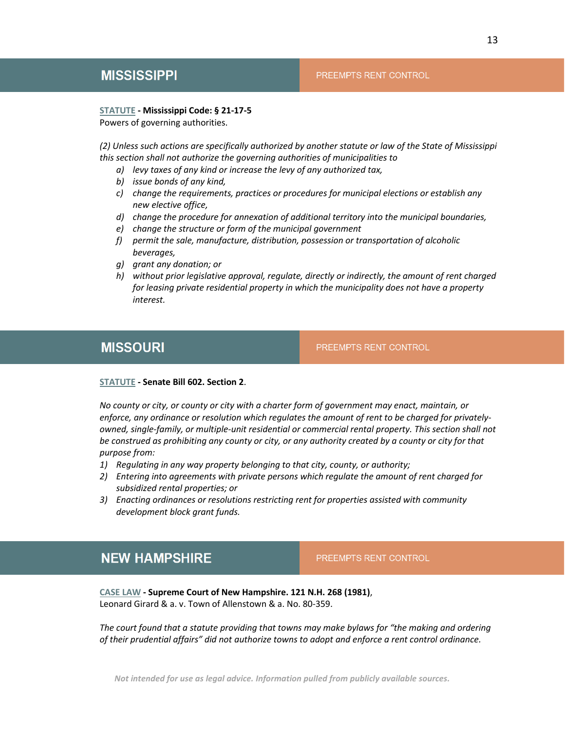## MISSISSIPPI

PREEMPTS RENT CONTROL

**STATUTE - Mississippi Code: § 21-17-5**
Powers of governing authorities.

*(2) Unless such actions are specifically authorized by another statute or law of the State of Mississippi this section shall not authorize the governing authorities of municipalities to*

- *a) levy taxes of any kind or increase the levy of any authorized tax,*
- *b) issue bonds of any kind,*
- *c) change the requirements, practices or procedures for municipal elections or establish any new elective office,*
- *d) change the procedure for annexation of additional territory into the municipal boundaries,*
- *e) change the structure or form of the municipal government*
- *f) permit the sale, manufacture, distribution, possession or transportation of alcoholic beverages,*
- *g) grant any donation; or*
- *h) without prior legislative approval, regulate, directly or indirectly, the amount of rent charged for leasing private residential property in which the municipality does not have a property interest.*

## MISSOURI

PREEMPTS RENT CONTROL

**STATUTE - Senate Bill 602. Section 2**.

*No county or city, or county or city with a charter form of government may enact, maintain, or enforce, any ordinance or resolution which regulates the amount of rent to be charged for privately-owned, single-family, or multiple-unit residential or commercial rental property. This section shall not be construed as prohibiting any county or city, or any authority created by a county or city for that purpose from:*

1. *Regulating in any way property belonging to that city, county, or authority;*
2. *Entering into agreements with private persons which regulate the amount of rent charged for subsidized rental properties; or*
3. *Enacting ordinances or resolutions restricting rent for properties assisted with community development block grant funds.*

## NEW HAMPSHIRE

PREEMPTS RENT CONTROL

**CASE LAW - Supreme Court of New Hampshire. 121 N.H. 268 (1981)**,
Leonard Girard & a. v. Town of Allenstown & a. No. 80-359.

*The court found that a statute providing that towns may make bylaws for "the making and ordering of their prudential affairs" did not authorize towns to adopt and enforce a rent control ordinance.*

*Not intended for use as legal advice. Information pulled from publicly available sources.*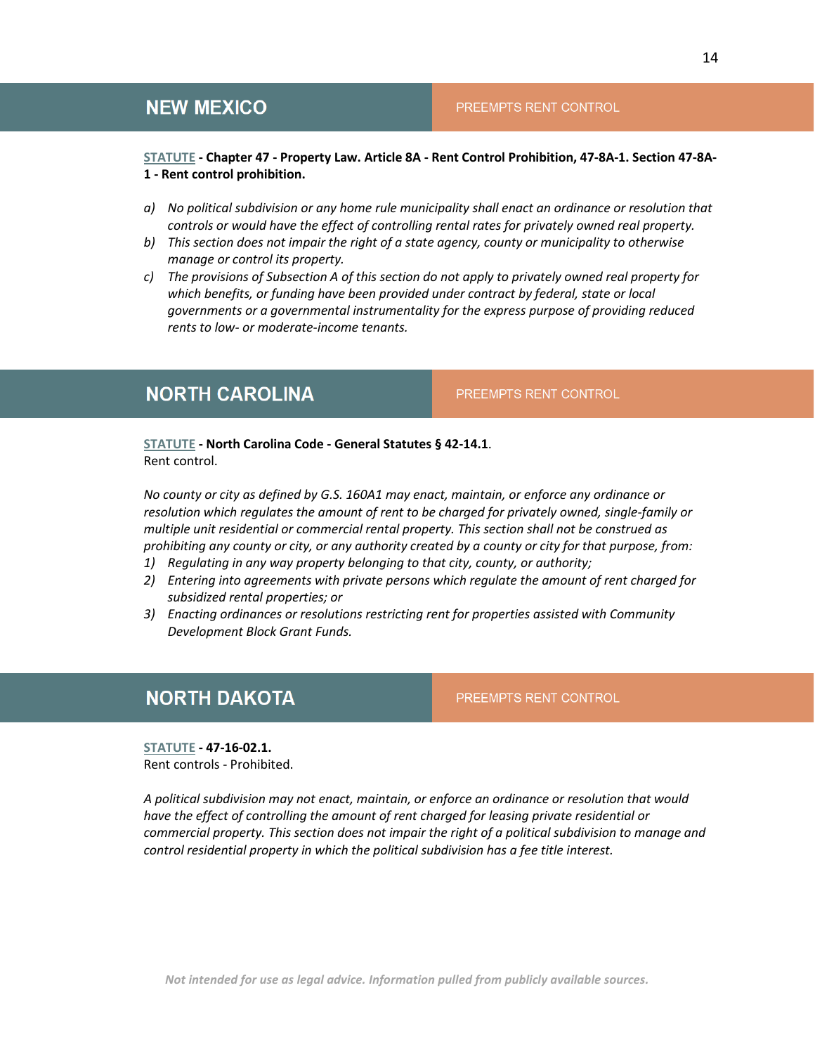## NEW MEXICO

PREEMPTS RENT CONTROL

**STATUTE - Chapter 47 - Property Law. Article 8A - Rent Control Prohibition, 47-8A-1. Section 47-8A-1 - Rent control prohibition.**

a) *No political subdivision or any home rule municipality shall enact an ordinance or resolution that controls or would have the effect of controlling rental rates for privately owned real property.*
b) *This section does not impair the right of a state agency, county or municipality to otherwise manage or control its property.*
c) *The provisions of Subsection A of this section do not apply to privately owned real property for which benefits, or funding have been provided under contract by federal, state or local governments or a governmental instrumentality for the express purpose of providing reduced rents to low- or moderate-income tenants.*

## NORTH CAROLINA

PREEMPTS RENT CONTROL

**STATUTE - North Carolina Code - General Statutes § 42-14.1**.
Rent control.

*No county or city as defined by G.S. 160A1 may enact, maintain, or enforce any ordinance or resolution which regulates the amount of rent to be charged for privately owned, single-family or multiple unit residential or commercial rental property. This section shall not be construed as prohibiting any county or city, or any authority created by a county or city for that purpose, from:*

1) *Regulating in any way property belonging to that city, county, or authority;*
2) *Entering into agreements with private persons which regulate the amount of rent charged for subsidized rental properties; or*
3) *Enacting ordinances or resolutions restricting rent for properties assisted with Community Development Block Grant Funds.*

## NORTH DAKOTA

PREEMPTS RENT CONTROL

**STATUTE - 47-16-02.1.**
Rent controls - Prohibited.

*A political subdivision may not enact, maintain, or enforce an ordinance or resolution that would have the effect of controlling the amount of rent charged for leasing private residential or commercial property. This section does not impair the right of a political subdivision to manage and control residential property in which the political subdivision has a fee title interest.*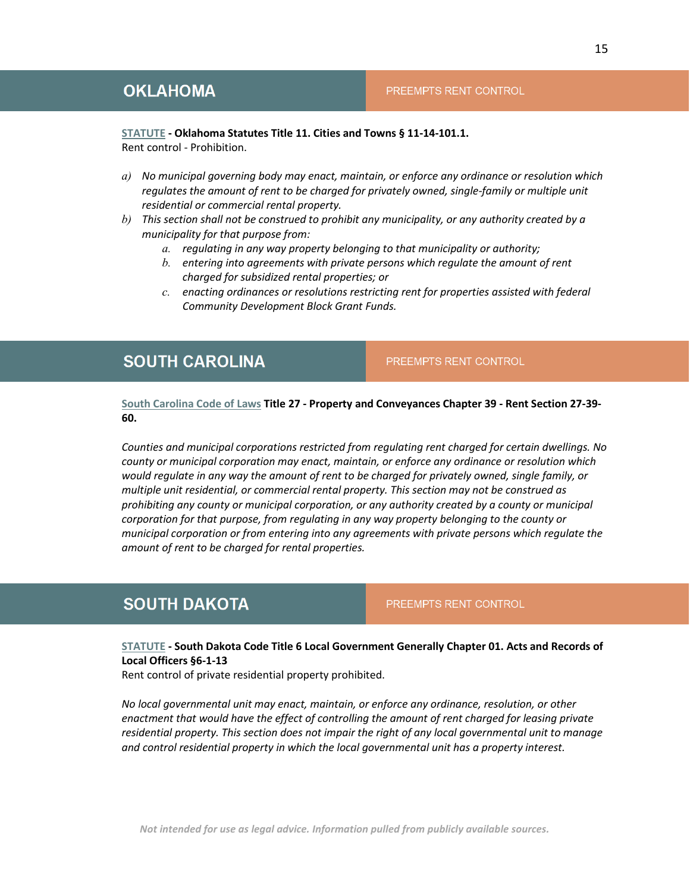## OKLAHOMA

PREEMPTS RENT CONTROL

**STATUTE - Oklahoma Statutes Title 11. Cities and Towns § 11-14-101.1.**
Rent control - Prohibition.

*a) No municipal governing body may enact, maintain, or enforce any ordinance or resolution which regulates the amount of rent to be charged for privately owned, single-family or multiple unit residential or commercial rental property.*

*b) This section shall not be construed to prohibit any municipality, or any authority created by a municipality for that purpose from:*

   *a. regulating in any way property belonging to that municipality or authority;*

   *b. entering into agreements with private persons which regulate the amount of rent charged for subsidized rental properties; or*

   *c. enacting ordinances or resolutions restricting rent for properties assisted with federal Community Development Block Grant Funds.*

## SOUTH CAROLINA

PREEMPTS RENT CONTROL

South Carolina Code of Laws **Title 27 - Property and Conveyances Chapter 39 - Rent Section 27-39-60.**

*Counties and municipal corporations restricted from regulating rent charged for certain dwellings. No county or municipal corporation may enact, maintain, or enforce any ordinance or resolution which would regulate in any way the amount of rent to be charged for privately owned, single family, or multiple unit residential, or commercial rental property. This section may not be construed as prohibiting any county or municipal corporation, or any authority created by a county or municipal corporation for that purpose, from regulating in any way property belonging to the county or municipal corporation or from entering into any agreements with private persons which regulate the amount of rent to be charged for rental properties.*

## SOUTH DAKOTA

PREEMPTS RENT CONTROL

**STATUTE - South Dakota Code Title 6 Local Government Generally Chapter 01. Acts and Records of Local Officers §6-1-13**
Rent control of private residential property prohibited.

*No local governmental unit may enact, maintain, or enforce any ordinance, resolution, or other enactment that would have the effect of controlling the amount of rent charged for leasing private residential property. This section does not impair the right of any local governmental unit to manage and control residential property in which the local governmental unit has a property interest.*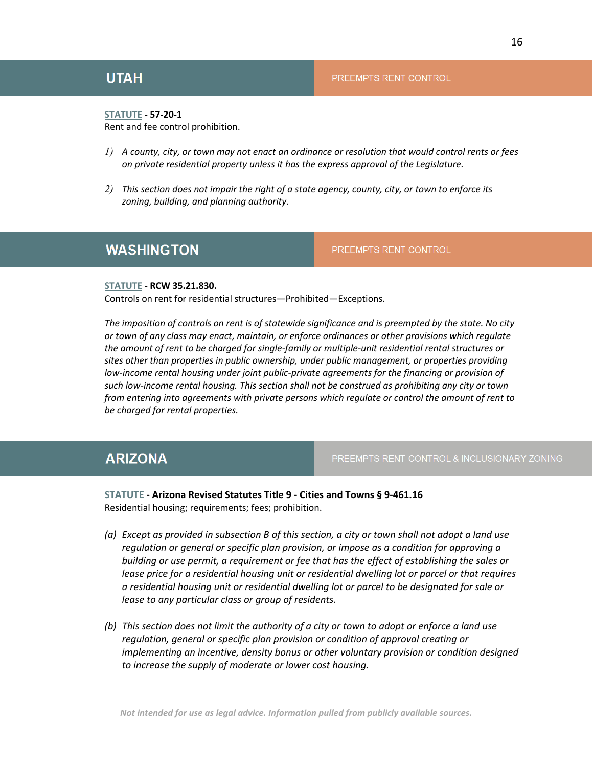## UTAH

PREEMPTS RENT CONTROL

**STATUTE - 57-20-1**
Rent and fee control prohibition.

1) *A county, city, or town may not enact an ordinance or resolution that would control rents or fees on private residential property unless it has the express approval of the Legislature.*

2) *This section does not impair the right of a state agency, county, city, or town to enforce its zoning, building, and planning authority.*

## WASHINGTON

PREEMPTS RENT CONTROL

**STATUTE - RCW 35.21.830.**
Controls on rent for residential structures—Prohibited—Exceptions.

*The imposition of controls on rent is of statewide significance and is preempted by the state. No city or town of any class may enact, maintain, or enforce ordinances or other provisions which regulate the amount of rent to be charged for single-family or multiple-unit residential rental structures or sites other than properties in public ownership, under public management, or properties providing low-income rental housing under joint public-private agreements for the financing or provision of such low-income rental housing. This section shall not be construed as prohibiting any city or town from entering into agreements with private persons which regulate or control the amount of rent to be charged for rental properties.*

## ARIZONA

PREEMPTS RENT CONTROL & INCLUSIONARY ZONING

**STATUTE - Arizona Revised Statutes Title 9 - Cities and Towns § 9-461.16**
Residential housing; requirements; fees; prohibition.

(a) *Except as provided in subsection B of this section, a city or town shall not adopt a land use regulation or general or specific plan provision, or impose as a condition for approving a building or use permit, a requirement or fee that has the effect of establishing the sales or lease price for a residential housing unit or residential dwelling lot or parcel or that requires a residential housing unit or residential dwelling lot or parcel to be designated for sale or lease to any particular class or group of residents.*

(b) *This section does not limit the authority of a city or town to adopt or enforce a land use regulation, general or specific plan provision or condition of approval creating or implementing an incentive, density bonus or other voluntary provision or condition designed to increase the supply of moderate or lower cost housing.*

*Not intended for use as legal advice. Information pulled from publicly available sources.*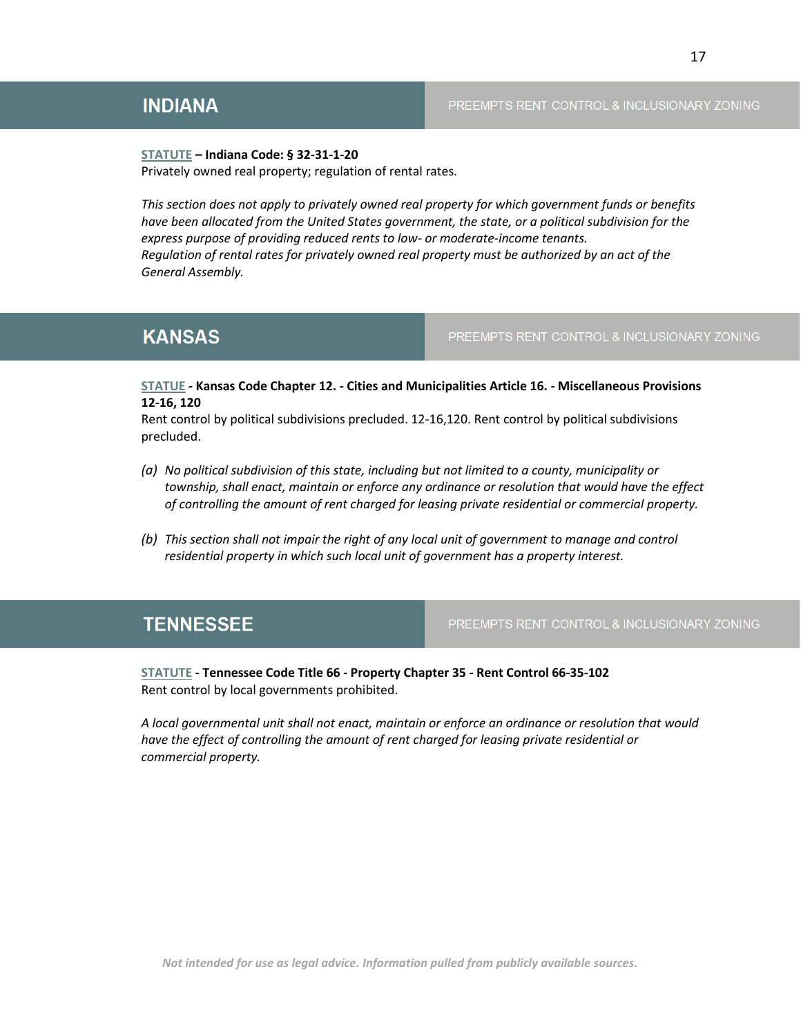## INDIANA

PREEMPTS RENT CONTROL & INCLUSIONARY ZONING

**STATUTE – Indiana Code: § 32-31-1-20**
Privately owned real property; regulation of rental rates.

*This section does not apply to privately owned real property for which government funds or benefits have been allocated from the United States government, the state, or a political subdivision for the express purpose of providing reduced rents to low- or moderate-income tenants.*
*Regulation of rental rates for privately owned real property must be authorized by an act of the General Assembly.*

## KANSAS

PREEMPTS RENT CONTROL & INCLUSIONARY ZONING

**STATUE - Kansas Code Chapter 12. - Cities and Municipalities Article 16. - Miscellaneous Provisions 12-16, 120**
Rent control by political subdivisions precluded. 12-16,120. Rent control by political subdivisions precluded.

*(a) No political subdivision of this state, including but not limited to a county, municipality or township, shall enact, maintain or enforce any ordinance or resolution that would have the effect of controlling the amount of rent charged for leasing private residential or commercial property.*

*(b) This section shall not impair the right of any local unit of government to manage and control residential property in which such local unit of government has a property interest.*

## TENNESSEE

PREEMPTS RENT CONTROL & INCLUSIONARY ZONING

**STATUTE - Tennessee Code Title 66 - Property Chapter 35 - Rent Control 66-35-102**
Rent control by local governments prohibited.

*A local governmental unit shall not enact, maintain or enforce an ordinance or resolution that would have the effect of controlling the amount of rent charged for leasing private residential or commercial property.*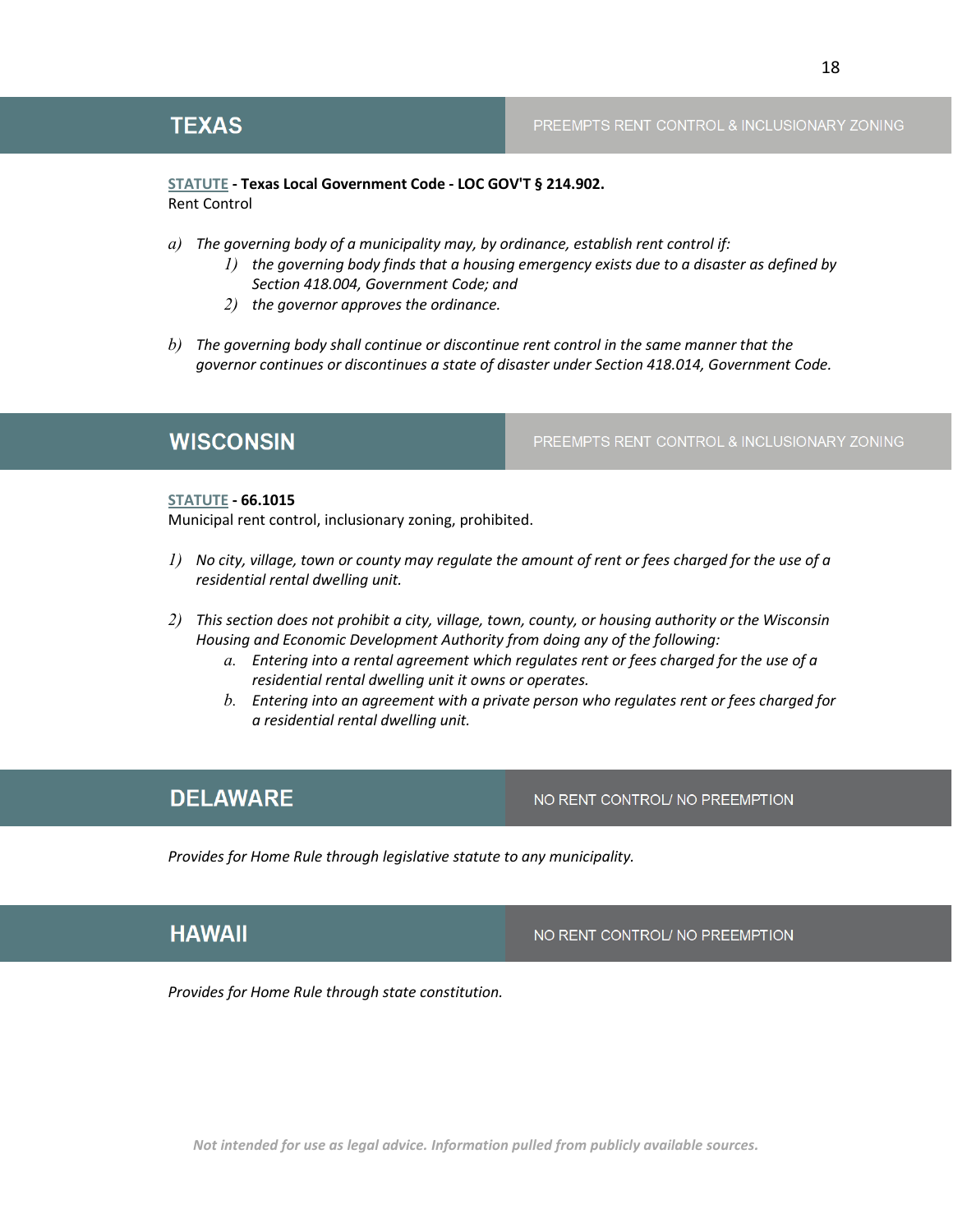## TEXAS

PREEMPTS RENT CONTROL & INCLUSIONARY ZONING

**STATUTE - Texas Local Government Code - LOC GOV'T § 214.902.**
Rent Control

a) *The governing body of a municipality may, by ordinance, establish rent control if:*
   1) *the governing body finds that a housing emergency exists due to a disaster as defined by Section 418.004, Government Code; and*
   2) *the governor approves the ordinance.*

b) *The governing body shall continue or discontinue rent control in the same manner that the governor continues or discontinues a state of disaster under Section 418.014, Government Code.*

## WISCONSIN

PREEMPTS RENT CONTROL & INCLUSIONARY ZONING

**STATUTE - 66.1015**
Municipal rent control, inclusionary zoning, prohibited.

1) *No city, village, town or county may regulate the amount of rent or fees charged for the use of a residential rental dwelling unit.*

2) *This section does not prohibit a city, village, town, county, or housing authority or the Wisconsin Housing and Economic Development Authority from doing any of the following:*
   a. *Entering into a rental agreement which regulates rent or fees charged for the use of a residential rental dwelling unit it owns or operates.*
   b. *Entering into an agreement with a private person who regulates rent or fees charged for a residential rental dwelling unit.*

## DELAWARE

NO RENT CONTROL/ NO PREEMPTION

*Provides for Home Rule through legislative statute to any municipality.*

## HAWAII

NO RENT CONTROL/ NO PREEMPTION

*Provides for Home Rule through state constitution.*

*Not intended for use as legal advice. Information pulled from publicly available sources.*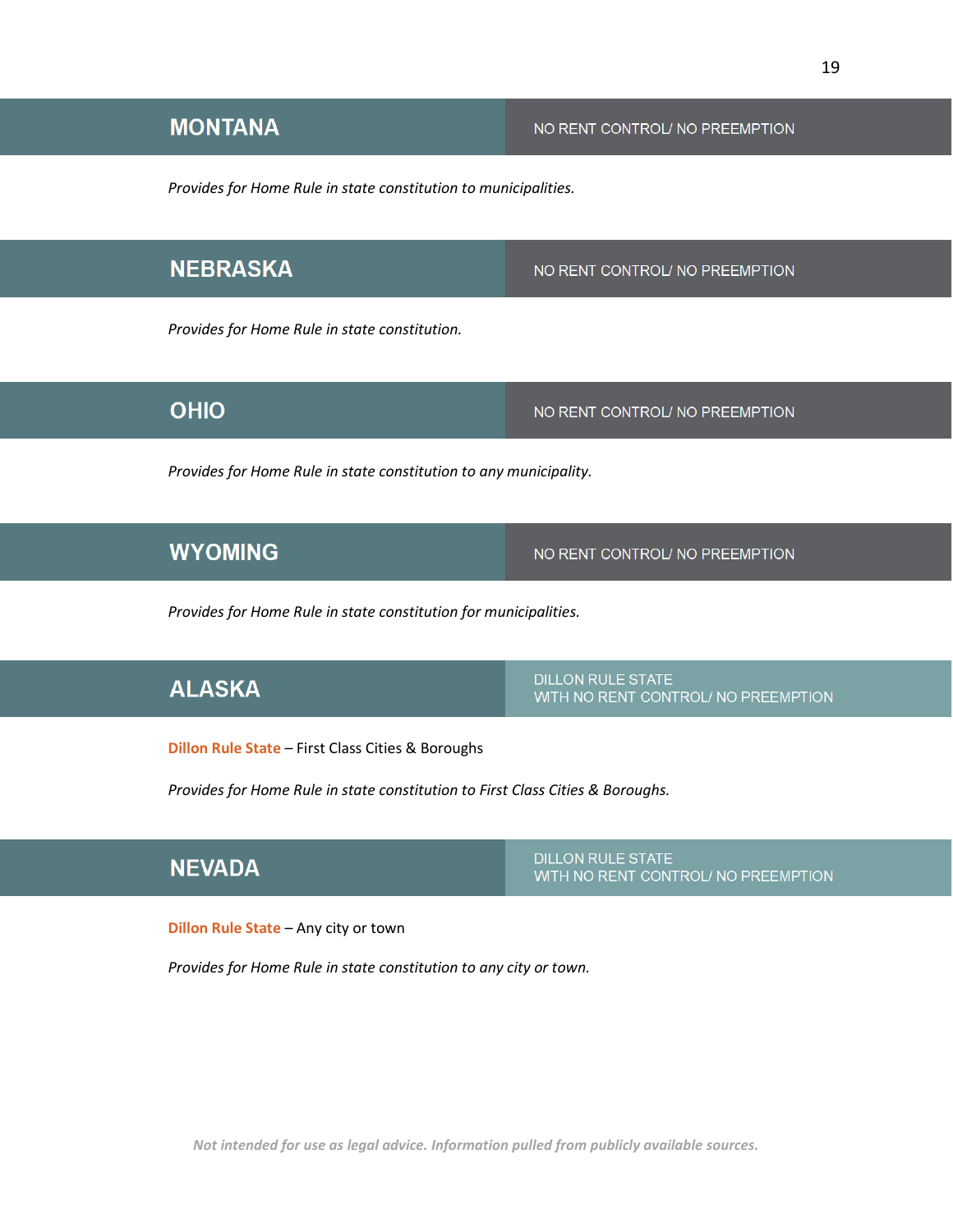## MONTANA

NO RENT CONTROL/ NO PREEMPTION

*Provides for Home Rule in state constitution to municipalities.*

## NEBRASKA

NO RENT CONTROL/ NO PREEMPTION

*Provides for Home Rule in state constitution.*

## OHIO

NO RENT CONTROL/ NO PREEMPTION

*Provides for Home Rule in state constitution to any municipality.*

## WYOMING

NO RENT CONTROL/ NO PREEMPTION

*Provides for Home Rule in state constitution for municipalities.*

## ALASKA

DILLON RULE STATE
WITH NO RENT CONTROL/ NO PREEMPTION

**Dillon Rule State** – First Class Cities & Boroughs

*Provides for Home Rule in state constitution to First Class Cities & Boroughs.*

## NEVADA

DILLON RULE STATE
WITH NO RENT CONTROL/ NO PREEMPTION

**Dillon Rule State** – Any city or town

*Provides for Home Rule in state constitution to any city or town.*

*Not intended for use as legal advice. Information pulled from publicly available sources.*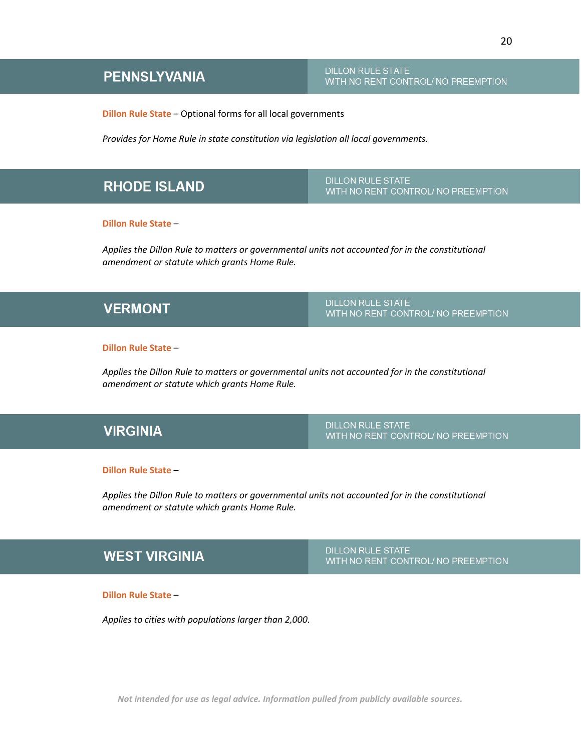## PENNSLYVANIA

DILLON RULE STATE
WITH NO RENT CONTROL/ NO PREEMPTION

**Dillon Rule State** – Optional forms for all local governments

*Provides for Home Rule in state constitution via legislation all local governments.*

## RHODE ISLAND

DILLON RULE STATE
WITH NO RENT CONTROL/ NO PREEMPTION

**Dillon Rule State** –

*Applies the Dillon Rule to matters or governmental units not accounted for in the constitutional amendment or statute which grants Home Rule.*

## VERMONT

DILLON RULE STATE
WITH NO RENT CONTROL/ NO PREEMPTION

**Dillon Rule State** –

*Applies the Dillon Rule to matters or governmental units not accounted for in the constitutional amendment or statute which grants Home Rule.*

## VIRGINIA

DILLON RULE STATE
WITH NO RENT CONTROL/ NO PREEMPTION

**Dillon Rule State –**

*Applies the Dillon Rule to matters or governmental units not accounted for in the constitutional amendment or statute which grants Home Rule.*

## WEST VIRGINIA

DILLON RULE STATE
WITH NO RENT CONTROL/ NO PREEMPTION

**Dillon Rule State** –

*Applies to cities with populations larger than 2,000.*

*Not intended for use as legal advice. Information pulled from publicly available sources.*